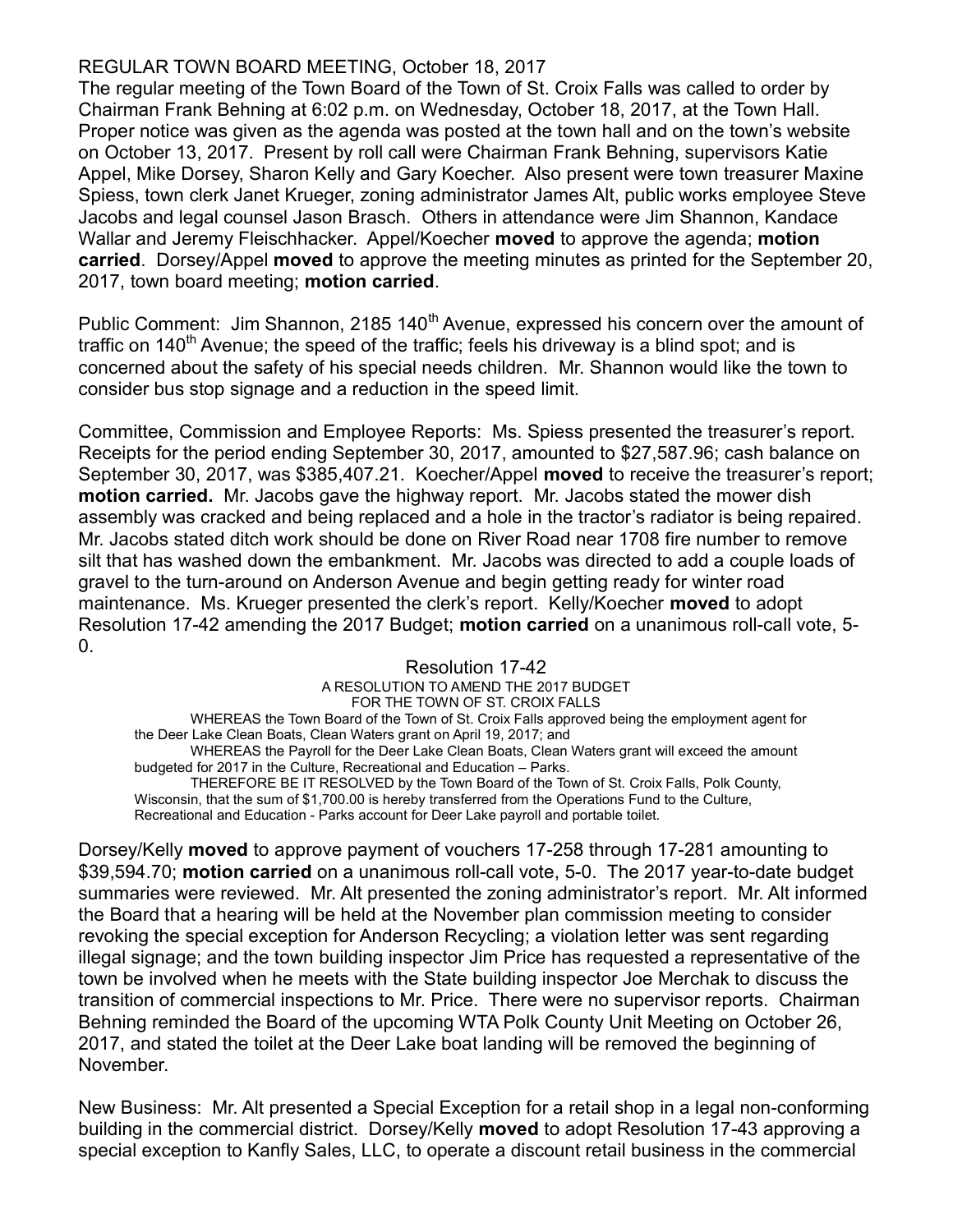REGULAR TOWN BOARD MEETING, October 18, 2017

The regular meeting of the Town Board of the Town of St. Croix Falls was called to order by Chairman Frank Behning at 6:02 p.m. on Wednesday, October 18, 2017, at the Town Hall. Proper notice was given as the agenda was posted at the town hall and on the town's website on October 13, 2017. Present by roll call were Chairman Frank Behning, supervisors Katie Appel, Mike Dorsey, Sharon Kelly and Gary Koecher. Also present were town treasurer Maxine Spiess, town clerk Janet Krueger, zoning administrator James Alt, public works employee Steve Jacobs and legal counsel Jason Brasch. Others in attendance were Jim Shannon, Kandace Wallar and Jeremy Fleischhacker. Appel/Koecher **moved** to approve the agenda; **motion carried**. Dorsey/Appel **moved** to approve the meeting minutes as printed for the September 20, 2017, town board meeting; **motion carried**.

Public Comment: Jim Shannon, 2185 140th Avenue, expressed his concern over the amount of traffic on 140th Avenue; the speed of the traffic; feels his driveway is a blind spot; and is concerned about the safety of his special needs children. Mr. Shannon would like the town to consider bus stop signage and a reduction in the speed limit.

Committee, Commission and Employee Reports: Ms. Spiess presented the treasurer's report. Receipts for the period ending September 30, 2017, amounted to $27,587.96; cash balance on September 30, 2017, was $385,407.21. Koecher/Appel **moved** to receive the treasurer's report; **motion carried.** Mr. Jacobs gave the highway report. Mr. Jacobs stated the mower dish assembly was cracked and being replaced and a hole in the tractor's radiator is being repaired. Mr. Jacobs stated ditch work should be done on River Road near 1708 fire number to remove silt that has washed down the embankment. Mr. Jacobs was directed to add a couple loads of gravel to the turn-around on Anderson Avenue and begin getting ready for winter road maintenance. Ms. Krueger presented the clerk's report. Kelly/Koecher **moved** to adopt Resolution 17-42 amending the 2017 Budget; **motion carried** on a unanimous roll-call vote, 5-0.

Resolution 17-42

A RESOLUTION TO AMEND THE 2017 BUDGET
FOR THE TOWN OF ST. CROIX FALLS

WHEREAS the Town Board of the Town of St. Croix Falls approved being the employment agent for the Deer Lake Clean Boats, Clean Waters grant on April 19, 2017; and

WHEREAS the Payroll for the Deer Lake Clean Boats, Clean Waters grant will exceed the amount budgeted for 2017 in the Culture, Recreational and Education – Parks.

THEREFORE BE IT RESOLVED by the Town Board of the Town of St. Croix Falls, Polk County, Wisconsin, that the sum of $1,700.00 is hereby transferred from the Operations Fund to the Culture, Recreational and Education - Parks account for Deer Lake payroll and portable toilet.

Dorsey/Kelly **moved** to approve payment of vouchers 17-258 through 17-281 amounting to $39,594.70; **motion carried** on a unanimous roll-call vote, 5-0. The 2017 year-to-date budget summaries were reviewed. Mr. Alt presented the zoning administrator's report. Mr. Alt informed the Board that a hearing will be held at the November plan commission meeting to consider revoking the special exception for Anderson Recycling; a violation letter was sent regarding illegal signage; and the town building inspector Jim Price has requested a representative of the town be involved when he meets with the State building inspector Joe Merchak to discuss the transition of commercial inspections to Mr. Price. There were no supervisor reports. Chairman Behning reminded the Board of the upcoming WTA Polk County Unit Meeting on October 26, 2017, and stated the toilet at the Deer Lake boat landing will be removed the beginning of November.

New Business: Mr. Alt presented a Special Exception for a retail shop in a legal non-conforming building in the commercial district. Dorsey/Kelly **moved** to adopt Resolution 17-43 approving a special exception to Kanfly Sales, LLC, to operate a discount retail business in the commercial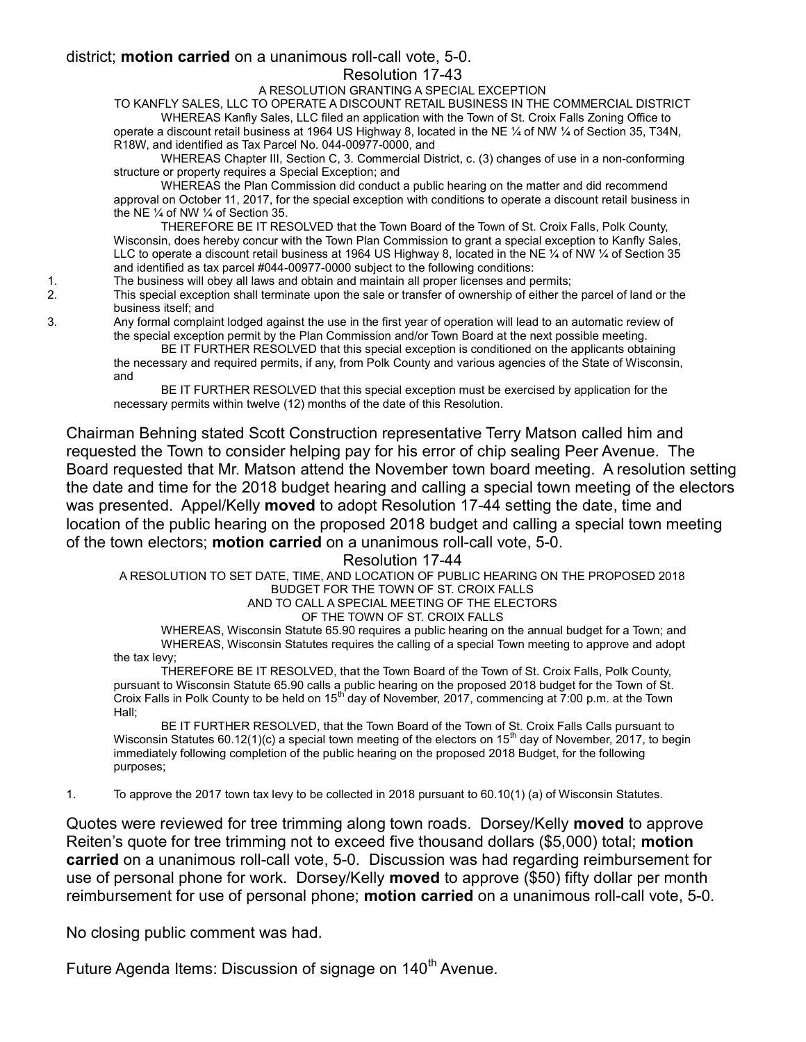district; **motion carried** on a unanimous roll-call vote, 5-0.

Resolution 17-43

A RESOLUTION GRANTING A SPECIAL EXCEPTION
TO KANFLY SALES, LLC TO OPERATE A DISCOUNT RETAIL BUSINESS IN THE COMMERCIAL DISTRICT

WHEREAS Kanfly Sales, LLC filed an application with the Town of St. Croix Falls Zoning Office to operate a discount retail business at 1964 US Highway 8, located in the NE ¼ of NW ¼ of Section 35, T34N, R18W, and identified as Tax Parcel No. 044-00977-0000, and

WHEREAS Chapter III, Section C, 3. Commercial District, c. (3) changes of use in a non-conforming structure or property requires a Special Exception; and

WHEREAS the Plan Commission did conduct a public hearing on the matter and did recommend approval on October 11, 2017, for the special exception with conditions to operate a discount retail business in the NE ¼ of NW ¼ of Section 35.

THEREFORE BE IT RESOLVED that the Town Board of the Town of St. Croix Falls, Polk County, Wisconsin, does hereby concur with the Town Plan Commission to grant a special exception to Kanfly Sales, LLC to operate a discount retail business at 1964 US Highway 8, located in the NE ¼ of NW ¼ of Section 35 and identified as tax parcel #044-00977-0000 subject to the following conditions:

1. The business will obey all laws and obtain and maintain all proper licenses and permits;
2. This special exception shall terminate upon the sale or transfer of ownership of either the parcel of land or the business itself; and
3. Any formal complaint lodged against the use in the first year of operation will lead to an automatic review of the special exception permit by the Plan Commission and/or Town Board at the next possible meeting.

BE IT FURTHER RESOLVED that this special exception is conditioned on the applicants obtaining the necessary and required permits, if any, from Polk County and various agencies of the State of Wisconsin, and

BE IT FURTHER RESOLVED that this special exception must be exercised by application for the necessary permits within twelve (12) months of the date of this Resolution.

Chairman Behning stated Scott Construction representative Terry Matson called him and requested the Town to consider helping pay for his error of chip sealing Peer Avenue. The Board requested that Mr. Matson attend the November town board meeting. A resolution setting the date and time for the 2018 budget hearing and calling a special town meeting of the electors was presented. Appel/Kelly **moved** to adopt Resolution 17-44 setting the date, time and location of the public hearing on the proposed 2018 budget and calling a special town meeting of the town electors; **motion carried** on a unanimous roll-call vote, 5-0.

Resolution 17-44

A RESOLUTION TO SET DATE, TIME, AND LOCATION OF PUBLIC HEARING ON THE PROPOSED 2018 BUDGET FOR THE TOWN OF ST. CROIX FALLS
AND TO CALL A SPECIAL MEETING OF THE ELECTORS
OF THE TOWN OF ST. CROIX FALLS

WHEREAS, Wisconsin Statute 65.90 requires a public hearing on the annual budget for a Town; and

WHEREAS, Wisconsin Statutes requires the calling of a special Town meeting to approve and adopt the tax levy;

THEREFORE BE IT RESOLVED, that the Town Board of the Town of St. Croix Falls, Polk County, pursuant to Wisconsin Statute 65.90 calls a public hearing on the proposed 2018 budget for the Town of St. Croix Falls in Polk County to be held on 15th day of November, 2017, commencing at 7:00 p.m. at the Town Hall;

BE IT FURTHER RESOLVED, that the Town Board of the Town of St. Croix Falls Calls pursuant to Wisconsin Statutes 60.12(1)(c) a special town meeting of the electors on 15th day of November, 2017, to begin immediately following completion of the public hearing on the proposed 2018 Budget, for the following purposes;

1. To approve the 2017 town tax levy to be collected in 2018 pursuant to 60.10(1) (a) of Wisconsin Statutes.

Quotes were reviewed for tree trimming along town roads. Dorsey/Kelly **moved** to approve Reiten's quote for tree trimming not to exceed five thousand dollars ($5,000) total; **motion carried** on a unanimous roll-call vote, 5-0. Discussion was had regarding reimbursement for use of personal phone for work. Dorsey/Kelly **moved** to approve ($50) fifty dollar per month reimbursement for use of personal phone; **motion carried** on a unanimous roll-call vote, 5-0.

No closing public comment was had.

Future Agenda Items: Discussion of signage on 140th Avenue.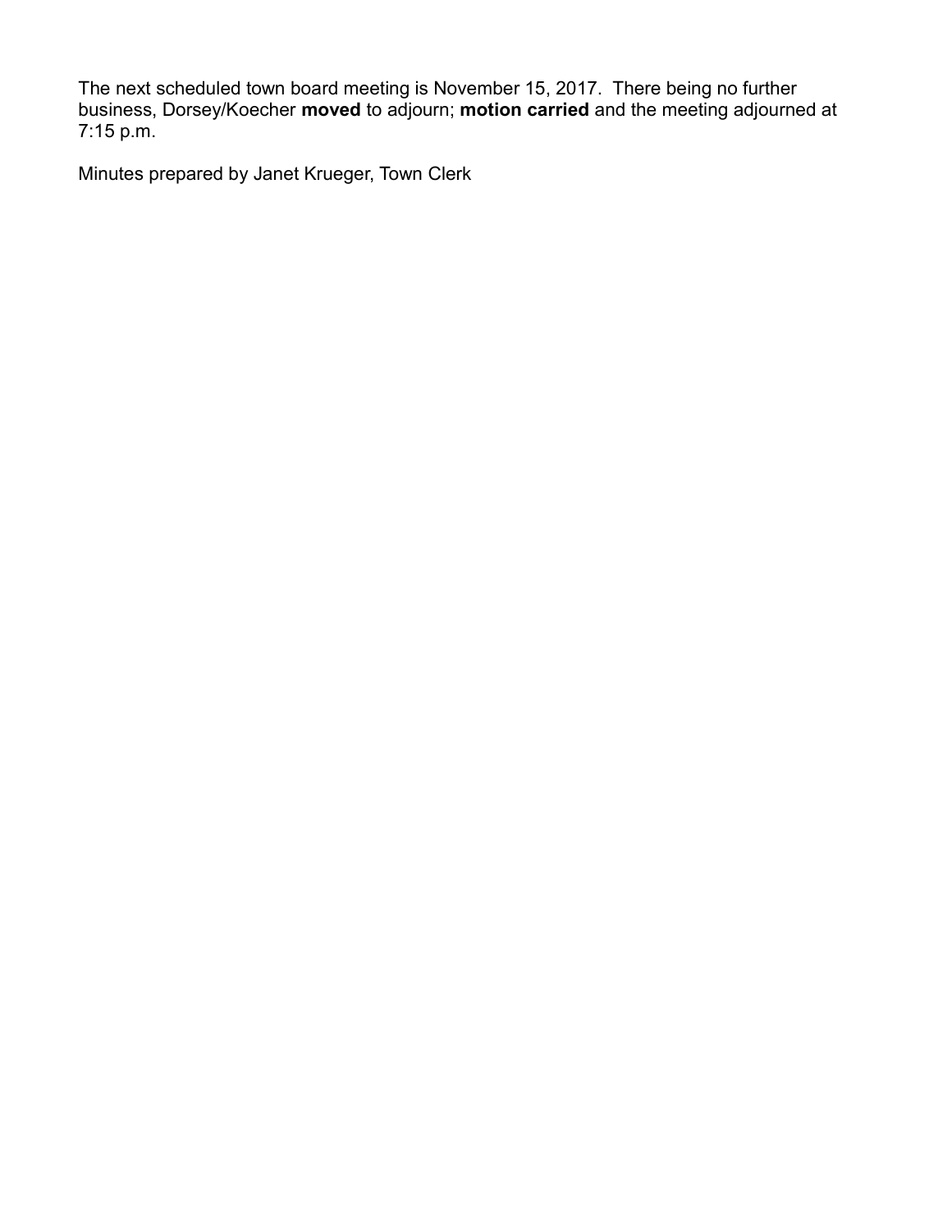The next scheduled town board meeting is November 15, 2017. There being no further business, Dorsey/Koecher **moved** to adjourn; **motion carried** and the meeting adjourned at 7:15 p.m.

Minutes prepared by Janet Krueger, Town Clerk